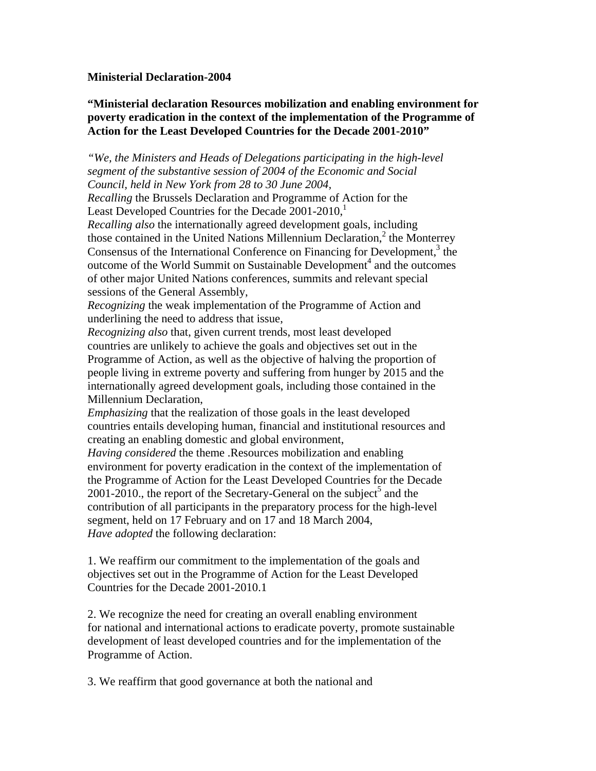**Ministerial Declaration-2004**

**"Ministerial declaration Resources mobilization and enabling environment for poverty eradication in the context of the implementation of the Programme of Action for the Least Developed Countries for the Decade 2001-2010"**

*"We, the Ministers and Heads of Delegations participating in the high-level segment of the substantive session of 2004 of the Economic and Social Council, held in New York from 28 to 30 June 2004,*

*Recalling* the Brussels Declaration and Programme of Action for the Least Developed Countries for the Decade 2001-2010,[1]

*Recalling also* the internationally agreed development goals, including those contained in the United Nations Millennium Declaration,[2] the Monterrey Consensus of the International Conference on Financing for Development,[3] the outcome of the World Summit on Sustainable Development[4] and the outcomes of other major United Nations conferences, summits and relevant special sessions of the General Assembly,

*Recognizing* the weak implementation of the Programme of Action and underlining the need to address that issue,

*Recognizing also* that, given current trends, most least developed countries are unlikely to achieve the goals and objectives set out in the Programme of Action, as well as the objective of halving the proportion of people living in extreme poverty and suffering from hunger by 2015 and the internationally agreed development goals, including those contained in the Millennium Declaration,

*Emphasizing* that the realization of those goals in the least developed countries entails developing human, financial and institutional resources and creating an enabling domestic and global environment,

*Having considered* the theme .Resources mobilization and enabling environment for poverty eradication in the context of the implementation of the Programme of Action for the Least Developed Countries for the Decade 2001-2010., the report of the Secretary-General on the subject[5] and the contribution of all participants in the preparatory process for the high-level segment, held on 17 February and on 17 and 18 March 2004,

*Have adopted* the following declaration:

1. We reaffirm our commitment to the implementation of the goals and objectives set out in the Programme of Action for the Least Developed Countries for the Decade 2001-2010.1

2. We recognize the need for creating an overall enabling environment for national and international actions to eradicate poverty, promote sustainable development of least developed countries and for the implementation of the Programme of Action.

3. We reaffirm that good governance at both the national and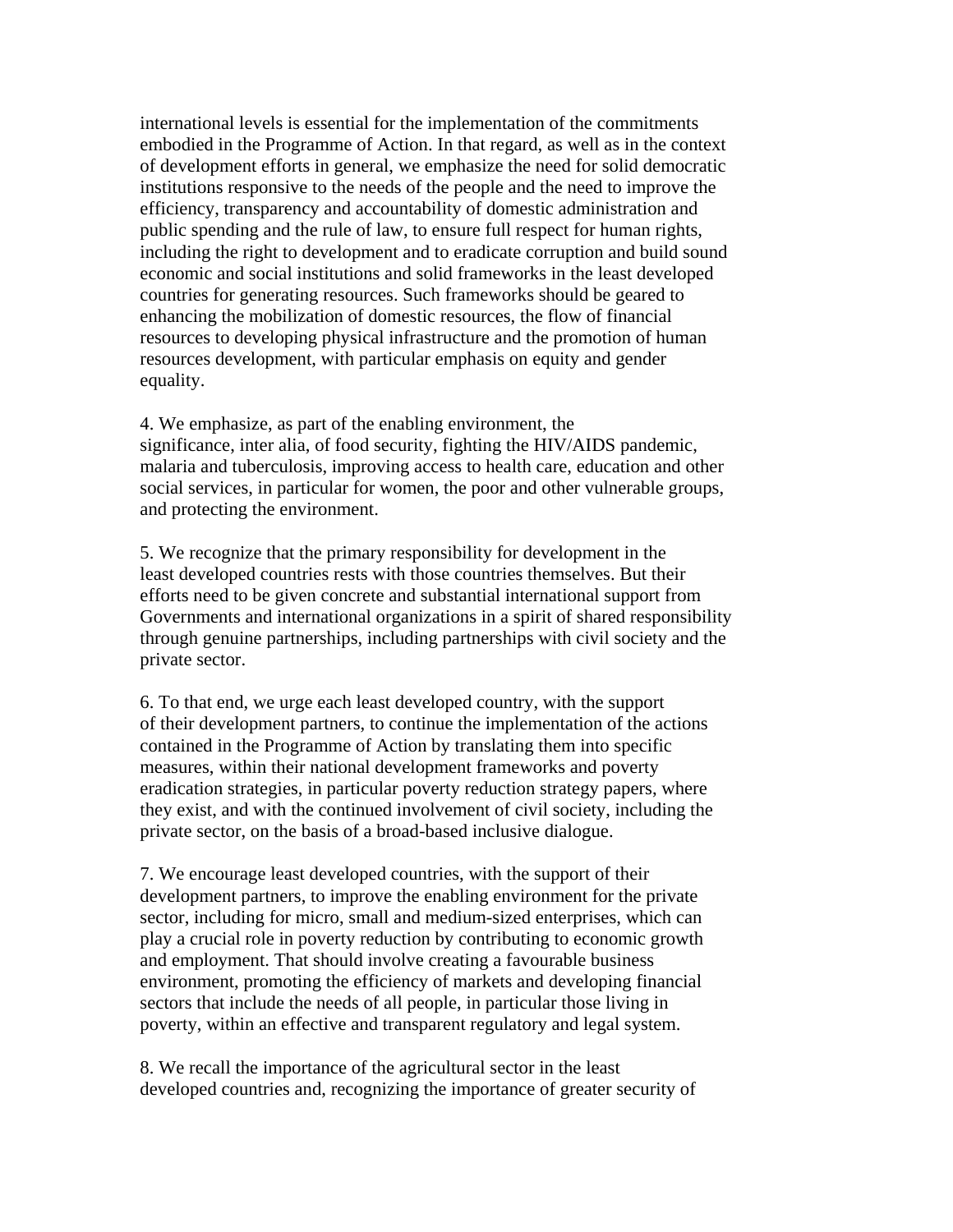international levels is essential for the implementation of the commitments embodied in the Programme of Action. In that regard, as well as in the context of development efforts in general, we emphasize the need for solid democratic institutions responsive to the needs of the people and the need to improve the efficiency, transparency and accountability of domestic administration and public spending and the rule of law, to ensure full respect for human rights, including the right to development and to eradicate corruption and build sound economic and social institutions and solid frameworks in the least developed countries for generating resources. Such frameworks should be geared to enhancing the mobilization of domestic resources, the flow of financial resources to developing physical infrastructure and the promotion of human resources development, with particular emphasis on equity and gender equality.

4. We emphasize, as part of the enabling environment, the significance, inter alia, of food security, fighting the HIV/AIDS pandemic, malaria and tuberculosis, improving access to health care, education and other social services, in particular for women, the poor and other vulnerable groups, and protecting the environment.

5. We recognize that the primary responsibility for development in the least developed countries rests with those countries themselves. But their efforts need to be given concrete and substantial international support from Governments and international organizations in a spirit of shared responsibility through genuine partnerships, including partnerships with civil society and the private sector.

6. To that end, we urge each least developed country, with the support of their development partners, to continue the implementation of the actions contained in the Programme of Action by translating them into specific measures, within their national development frameworks and poverty eradication strategies, in particular poverty reduction strategy papers, where they exist, and with the continued involvement of civil society, including the private sector, on the basis of a broad-based inclusive dialogue.

7. We encourage least developed countries, with the support of their development partners, to improve the enabling environment for the private sector, including for micro, small and medium-sized enterprises, which can play a crucial role in poverty reduction by contributing to economic growth and employment. That should involve creating a favourable business environment, promoting the efficiency of markets and developing financial sectors that include the needs of all people, in particular those living in poverty, within an effective and transparent regulatory and legal system.

8. We recall the importance of the agricultural sector in the least developed countries and, recognizing the importance of greater security of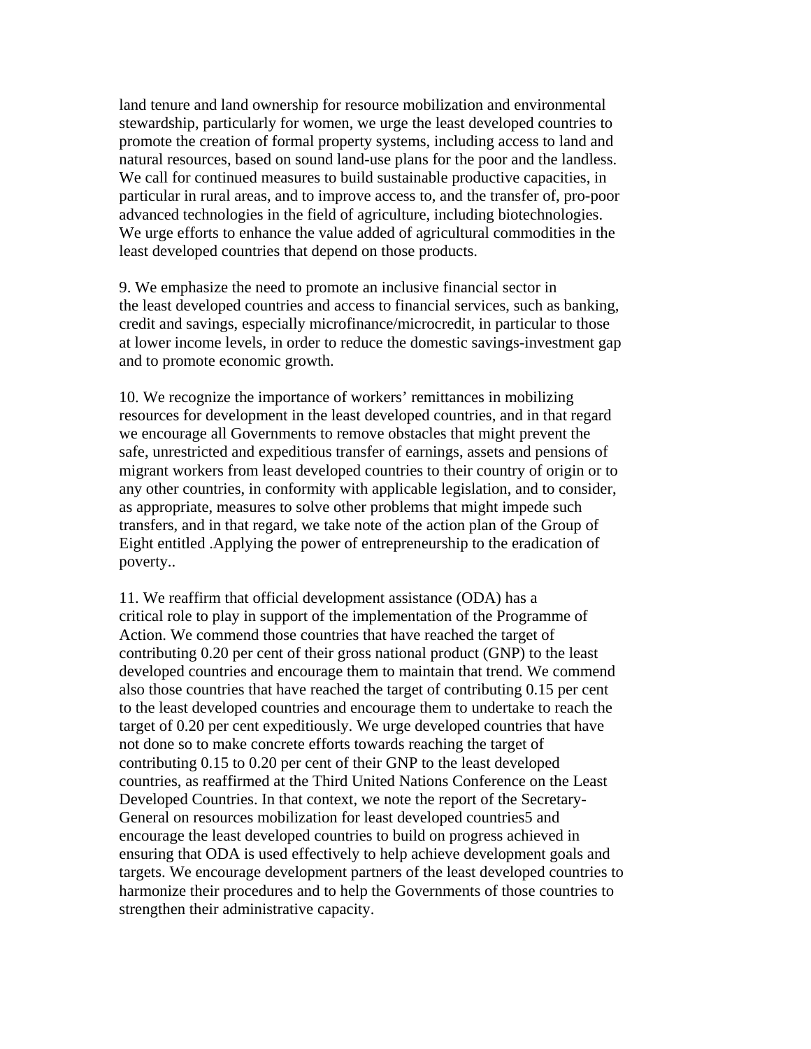land tenure and land ownership for resource mobilization and environmental stewardship, particularly for women, we urge the least developed countries to promote the creation of formal property systems, including access to land and natural resources, based on sound land-use plans for the poor and the landless. We call for continued measures to build sustainable productive capacities, in particular in rural areas, and to improve access to, and the transfer of, pro-poor advanced technologies in the field of agriculture, including biotechnologies. We urge efforts to enhance the value added of agricultural commodities in the least developed countries that depend on those products.

9. We emphasize the need to promote an inclusive financial sector in the least developed countries and access to financial services, such as banking, credit and savings, especially microfinance/microcredit, in particular to those at lower income levels, in order to reduce the domestic savings-investment gap and to promote economic growth.

10. We recognize the importance of workers' remittances in mobilizing resources for development in the least developed countries, and in that regard we encourage all Governments to remove obstacles that might prevent the safe, unrestricted and expeditious transfer of earnings, assets and pensions of migrant workers from least developed countries to their country of origin or to any other countries, in conformity with applicable legislation, and to consider, as appropriate, measures to solve other problems that might impede such transfers, and in that regard, we take note of the action plan of the Group of Eight entitled .Applying the power of entrepreneurship to the eradication of poverty..

11. We reaffirm that official development assistance (ODA) has a critical role to play in support of the implementation of the Programme of Action. We commend those countries that have reached the target of contributing 0.20 per cent of their gross national product (GNP) to the least developed countries and encourage them to maintain that trend. We commend also those countries that have reached the target of contributing 0.15 per cent to the least developed countries and encourage them to undertake to reach the target of 0.20 per cent expeditiously. We urge developed countries that have not done so to make concrete efforts towards reaching the target of contributing 0.15 to 0.20 per cent of their GNP to the least developed countries, as reaffirmed at the Third United Nations Conference on the Least Developed Countries. In that context, we note the report of the Secretary-General on resources mobilization for least developed countries5 and encourage the least developed countries to build on progress achieved in ensuring that ODA is used effectively to help achieve development goals and targets. We encourage development partners of the least developed countries to harmonize their procedures and to help the Governments of those countries to strengthen their administrative capacity.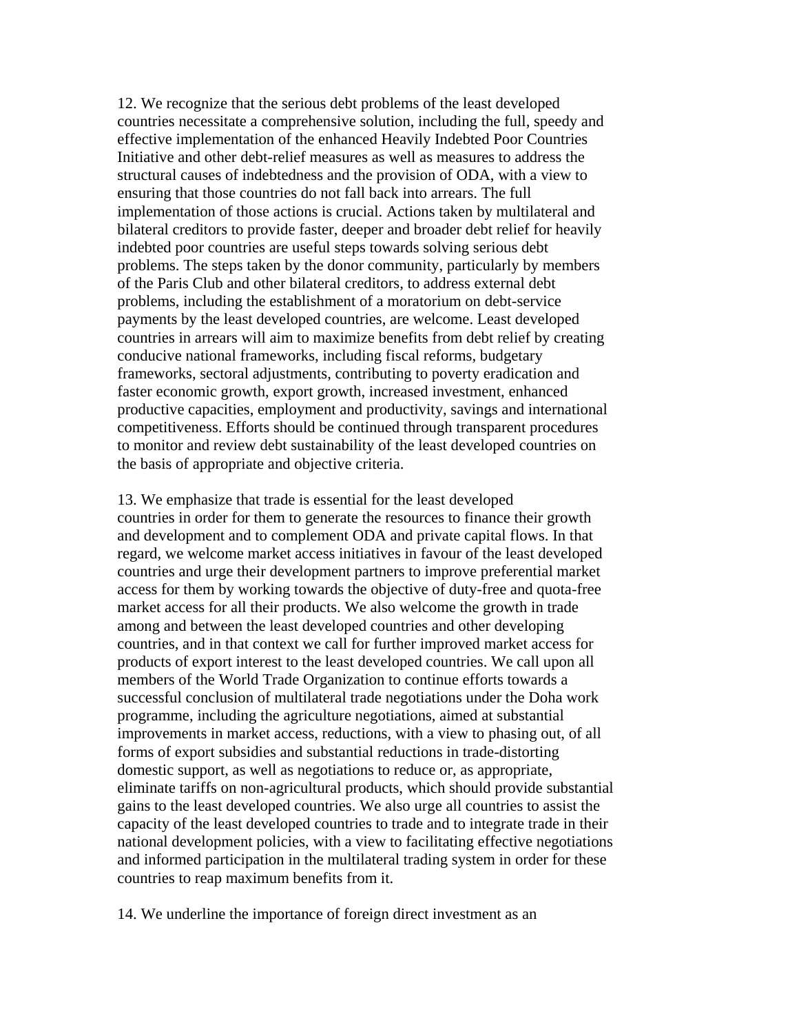12. We recognize that the serious debt problems of the least developed countries necessitate a comprehensive solution, including the full, speedy and effective implementation of the enhanced Heavily Indebted Poor Countries Initiative and other debt-relief measures as well as measures to address the structural causes of indebtedness and the provision of ODA, with a view to ensuring that those countries do not fall back into arrears. The full implementation of those actions is crucial. Actions taken by multilateral and bilateral creditors to provide faster, deeper and broader debt relief for heavily indebted poor countries are useful steps towards solving serious debt problems. The steps taken by the donor community, particularly by members of the Paris Club and other bilateral creditors, to address external debt problems, including the establishment of a moratorium on debt-service payments by the least developed countries, are welcome. Least developed countries in arrears will aim to maximize benefits from debt relief by creating conducive national frameworks, including fiscal reforms, budgetary frameworks, sectoral adjustments, contributing to poverty eradication and faster economic growth, export growth, increased investment, enhanced productive capacities, employment and productivity, savings and international competitiveness. Efforts should be continued through transparent procedures to monitor and review debt sustainability of the least developed countries on the basis of appropriate and objective criteria.

13. We emphasize that trade is essential for the least developed countries in order for them to generate the resources to finance their growth and development and to complement ODA and private capital flows. In that regard, we welcome market access initiatives in favour of the least developed countries and urge their development partners to improve preferential market access for them by working towards the objective of duty-free and quota-free market access for all their products. We also welcome the growth in trade among and between the least developed countries and other developing countries, and in that context we call for further improved market access for products of export interest to the least developed countries. We call upon all members of the World Trade Organization to continue efforts towards a successful conclusion of multilateral trade negotiations under the Doha work programme, including the agriculture negotiations, aimed at substantial improvements in market access, reductions, with a view to phasing out, of all forms of export subsidies and substantial reductions in trade-distorting domestic support, as well as negotiations to reduce or, as appropriate, eliminate tariffs on non-agricultural products, which should provide substantial gains to the least developed countries. We also urge all countries to assist the capacity of the least developed countries to trade and to integrate trade in their national development policies, with a view to facilitating effective negotiations and informed participation in the multilateral trading system in order for these countries to reap maximum benefits from it.

14. We underline the importance of foreign direct investment as an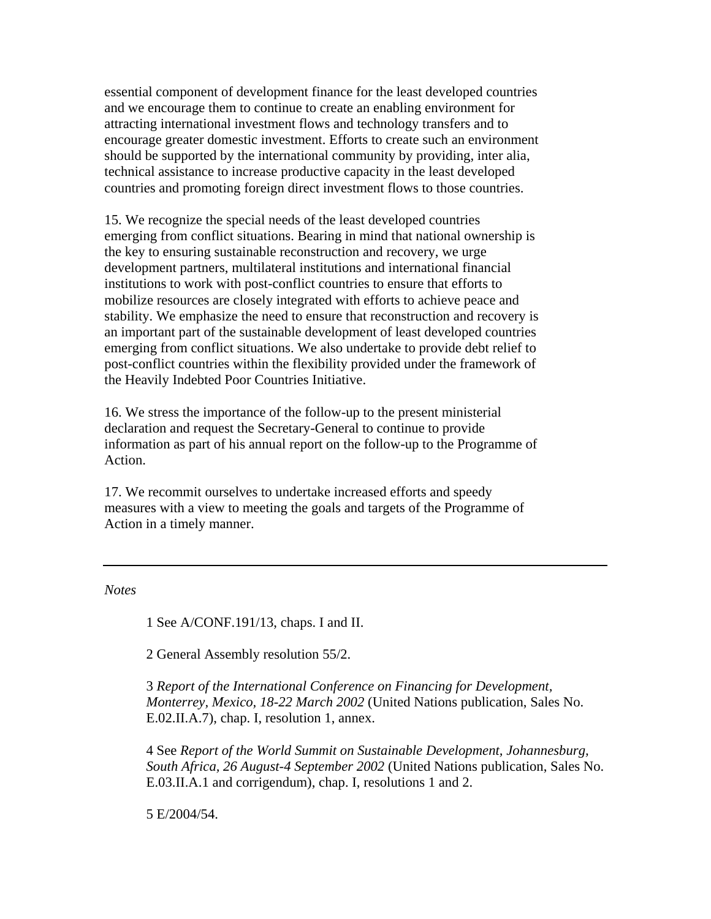essential component of development finance for the least developed countries and we encourage them to continue to create an enabling environment for attracting international investment flows and technology transfers and to encourage greater domestic investment. Efforts to create such an environment should be supported by the international community by providing, inter alia, technical assistance to increase productive capacity in the least developed countries and promoting foreign direct investment flows to those countries.

15. We recognize the special needs of the least developed countries emerging from conflict situations. Bearing in mind that national ownership is the key to ensuring sustainable reconstruction and recovery, we urge development partners, multilateral institutions and international financial institutions to work with post-conflict countries to ensure that efforts to mobilize resources are closely integrated with efforts to achieve peace and stability. We emphasize the need to ensure that reconstruction and recovery is an important part of the sustainable development of least developed countries emerging from conflict situations. We also undertake to provide debt relief to post-conflict countries within the flexibility provided under the framework of the Heavily Indebted Poor Countries Initiative.

16. We stress the importance of the follow-up to the present ministerial declaration and request the Secretary-General to continue to provide information as part of his annual report on the follow-up to the Programme of Action.

17. We recommit ourselves to undertake increased efforts and speedy measures with a view to meeting the goals and targets of the Programme of Action in a timely manner.

---

*Notes*

1 See A/CONF.191/13, chaps. I and II.

2 General Assembly resolution 55/2.

3 *Report of the International Conference on Financing for Development, Monterrey, Mexico, 18-22 March 2002* (United Nations publication, Sales No. E.02.II.A.7), chap. I, resolution 1, annex.

4 See *Report of the World Summit on Sustainable Development, Johannesburg, South Africa, 26 August-4 September 2002* (United Nations publication, Sales No. E.03.II.A.1 and corrigendum), chap. I, resolutions 1 and 2.

5 E/2004/54.